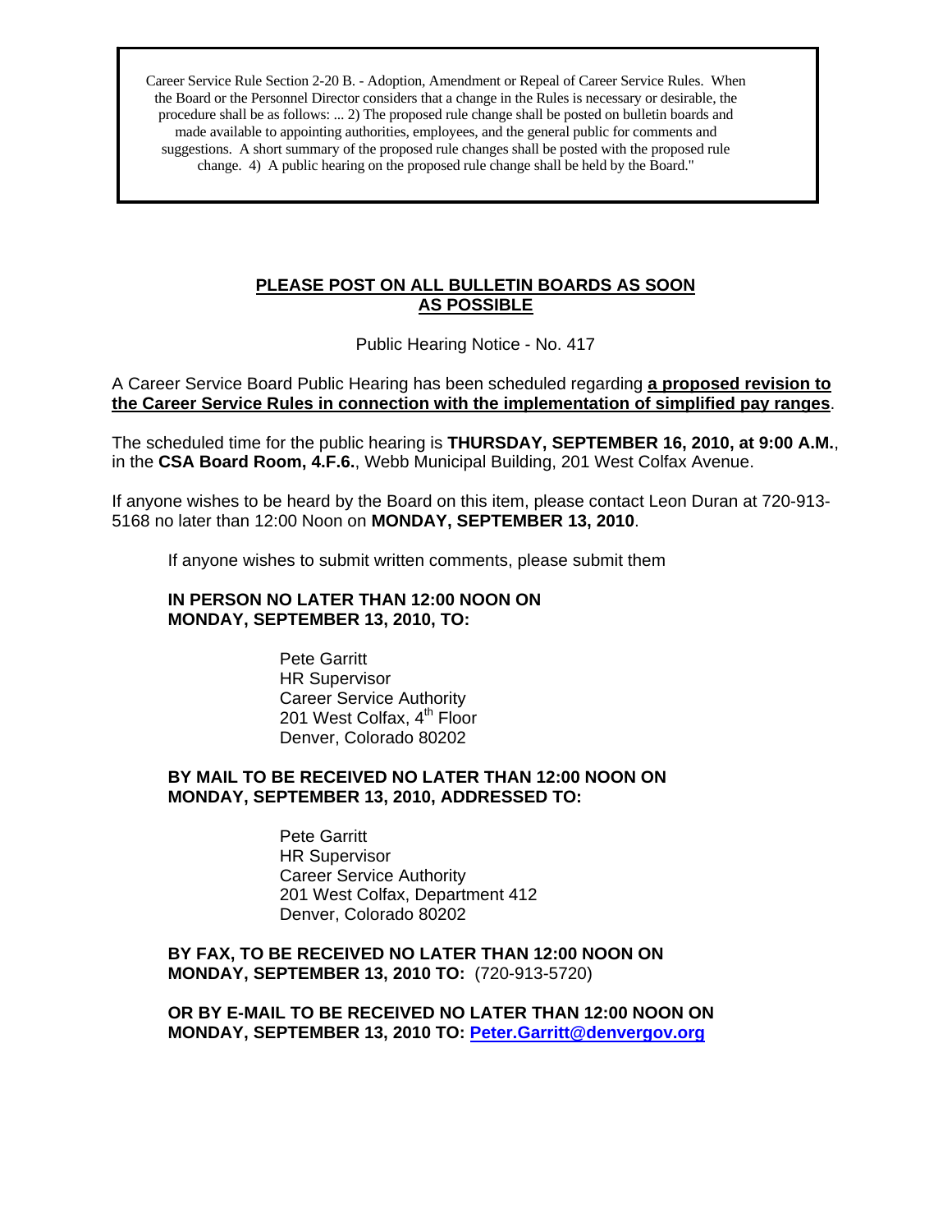> Career Service Rule Section 2-20 B. - Adoption, Amendment or Repeal of Career Service Rules. When the Board or the Personnel Director considers that a change in the Rules is necessary or desirable, the procedure shall be as follows: ... 2) The proposed rule change shall be posted on bulletin boards and made available to appointing authorities, employees, and the general public for comments and suggestions. A short summary of the proposed rule changes shall be posted with the proposed rule change. 4) A public hearing on the proposed rule change shall be held by the Board."

## PLEASE POST ON ALL BULLETIN BOARDS AS SOON AS POSSIBLE

Public Hearing Notice - No. 417

A Career Service Board Public Hearing has been scheduled regarding **a proposed revision to the Career Service Rules in connection with the implementation of simplified pay ranges**.

The scheduled time for the public hearing is **THURSDAY, SEPTEMBER 16, 2010, at 9:00 A.M.**, in the **CSA Board Room, 4.F.6.**, Webb Municipal Building, 201 West Colfax Avenue.

If anyone wishes to be heard by the Board on this item, please contact Leon Duran at 720-913-5168 no later than 12:00 Noon on **MONDAY, SEPTEMBER 13, 2010**.

If anyone wishes to submit written comments, please submit them

**IN PERSON NO LATER THAN 12:00 NOON ON MONDAY, SEPTEMBER 13, 2010, TO:**

Pete Garritt
HR Supervisor
Career Service Authority
201 West Colfax, 4th Floor
Denver, Colorado 80202

**BY MAIL TO BE RECEIVED NO LATER THAN 12:00 NOON ON MONDAY, SEPTEMBER 13, 2010, ADDRESSED TO:**

Pete Garritt
HR Supervisor
Career Service Authority
201 West Colfax, Department 412
Denver, Colorado 80202

**BY FAX, TO BE RECEIVED NO LATER THAN 12:00 NOON ON MONDAY, SEPTEMBER 13, 2010 TO:** (720-913-5720)

**OR BY E-MAIL TO BE RECEIVED NO LATER THAN 12:00 NOON ON MONDAY, SEPTEMBER 13, 2010 TO: Peter.Garritt@denvergov.org**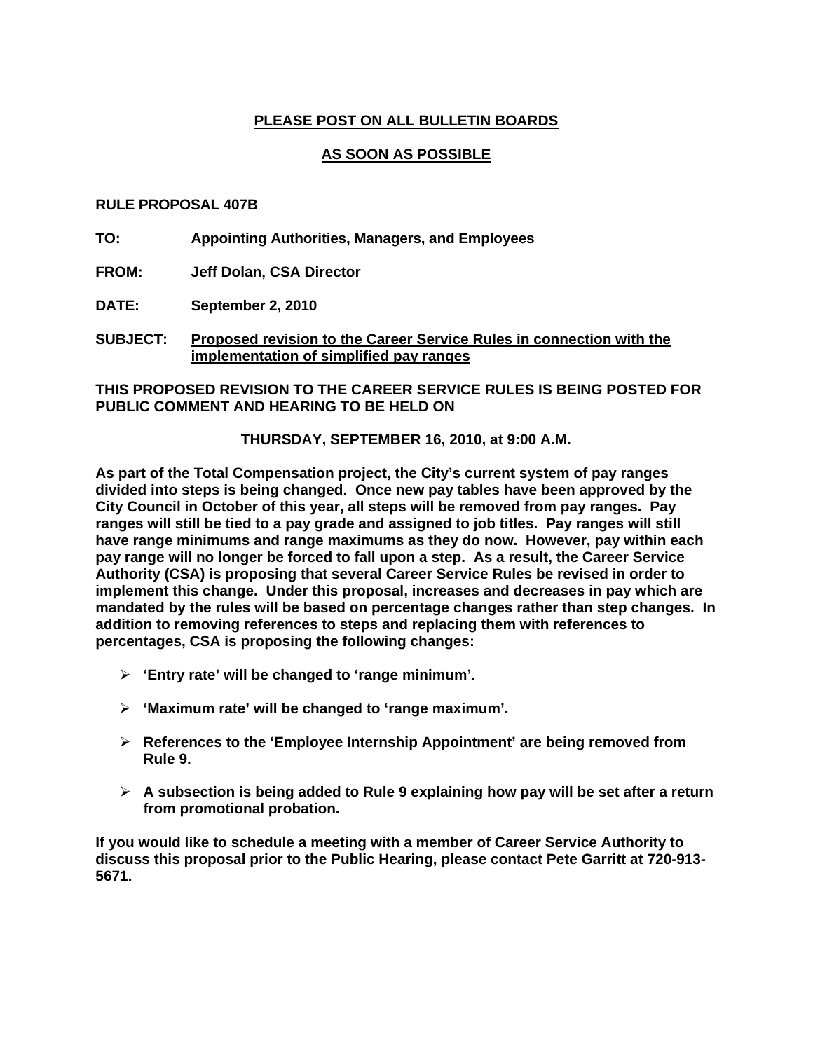**PLEASE POST ON ALL BULLETIN BOARDS**

**AS SOON AS POSSIBLE**

**RULE PROPOSAL 407B**

**TO:** Appointing Authorities, Managers, and Employees

**FROM:** Jeff Dolan, CSA Director

**DATE:** September 2, 2010

**SUBJECT:** Proposed revision to the Career Service Rules in connection with the implementation of simplified pay ranges

**THIS PROPOSED REVISION TO THE CAREER SERVICE RULES IS BEING POSTED FOR PUBLIC COMMENT AND HEARING TO BE HELD ON**

**THURSDAY, SEPTEMBER 16, 2010, at 9:00 A.M.**

**As part of the Total Compensation project, the City's current system of pay ranges divided into steps is being changed. Once new pay tables have been approved by the City Council in October of this year, all steps will be removed from pay ranges. Pay ranges will still be tied to a pay grade and assigned to job titles. Pay ranges will still have range minimums and range maximums as they do now. However, pay within each pay range will no longer be forced to fall upon a step. As a result, the Career Service Authority (CSA) is proposing that several Career Service Rules be revised in order to implement this change. Under this proposal, increases and decreases in pay which are mandated by the rules will be based on percentage changes rather than step changes. In addition to removing references to steps and replacing them with references to percentages, CSA is proposing the following changes:**

- **'Entry rate' will be changed to 'range minimum'.**
- **'Maximum rate' will be changed to 'range maximum'.**
- **References to the 'Employee Internship Appointment' are being removed from Rule 9.**
- **A subsection is being added to Rule 9 explaining how pay will be set after a return from promotional probation.**

**If you would like to schedule a meeting with a member of Career Service Authority to discuss this proposal prior to the Public Hearing, please contact Pete Garritt at 720-913-5671.**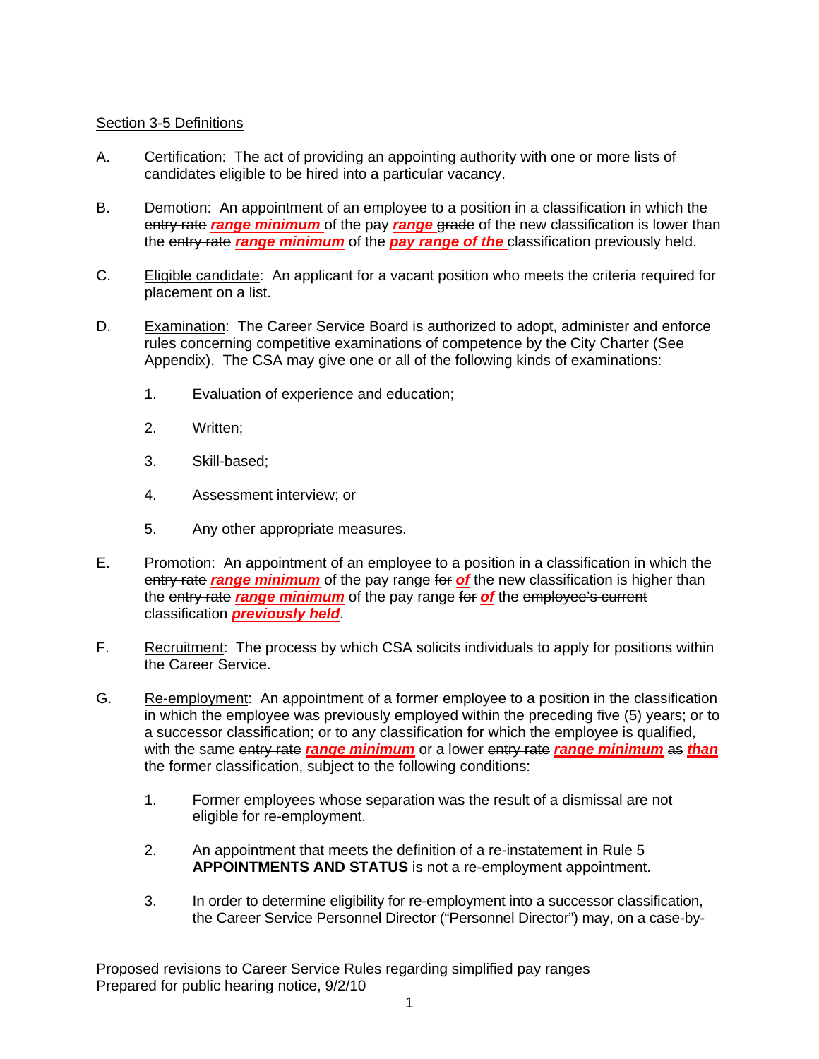Section 3-5 Definitions

A. Certification: The act of providing an appointing authority with one or more lists of candidates eligible to be hired into a particular vacancy.

B. Demotion: An appointment of an employee to a position in a classification in which the ~~entry rate~~ ***range minimum*** of the pay ***range*** ~~grade~~ of the new classification is lower than the ~~entry rate~~ ***range minimum*** of the ***pay range of the*** classification previously held.

C. Eligible candidate: An applicant for a vacant position who meets the criteria required for placement on a list.

D. Examination: The Career Service Board is authorized to adopt, administer and enforce rules concerning competitive examinations of competence by the City Charter (See Appendix). The CSA may give one or all of the following kinds of examinations:

1. Evaluation of experience and education;

2. Written;

3. Skill-based;

4. Assessment interview; or

5. Any other appropriate measures.

E. Promotion: An appointment of an employee to a position in a classification in which the ~~entry rate~~ ***range minimum*** of the pay range ~~for~~ ***of*** the new classification is higher than the ~~entry rate~~ ***range minimum*** of the pay range ~~for~~ ***of*** the ~~employee's current~~ classification ***previously held***.

F. Recruitment: The process by which CSA solicits individuals to apply for positions within the Career Service.

G. Re-employment: An appointment of a former employee to a position in the classification in which the employee was previously employed within the preceding five (5) years; or to a successor classification; or to any classification for which the employee is qualified, with the same ~~entry rate~~ ***range minimum*** or a lower ~~entry rate~~ ***range minimum*** ~~as~~ ***than*** the former classification, subject to the following conditions:

1. Former employees whose separation was the result of a dismissal are not eligible for re-employment.

2. An appointment that meets the definition of a re-instatement in Rule 5 **APPOINTMENTS AND STATUS** is not a re-employment appointment.

3. In order to determine eligibility for re-employment into a successor classification, the Career Service Personnel Director ("Personnel Director") may, on a case-by-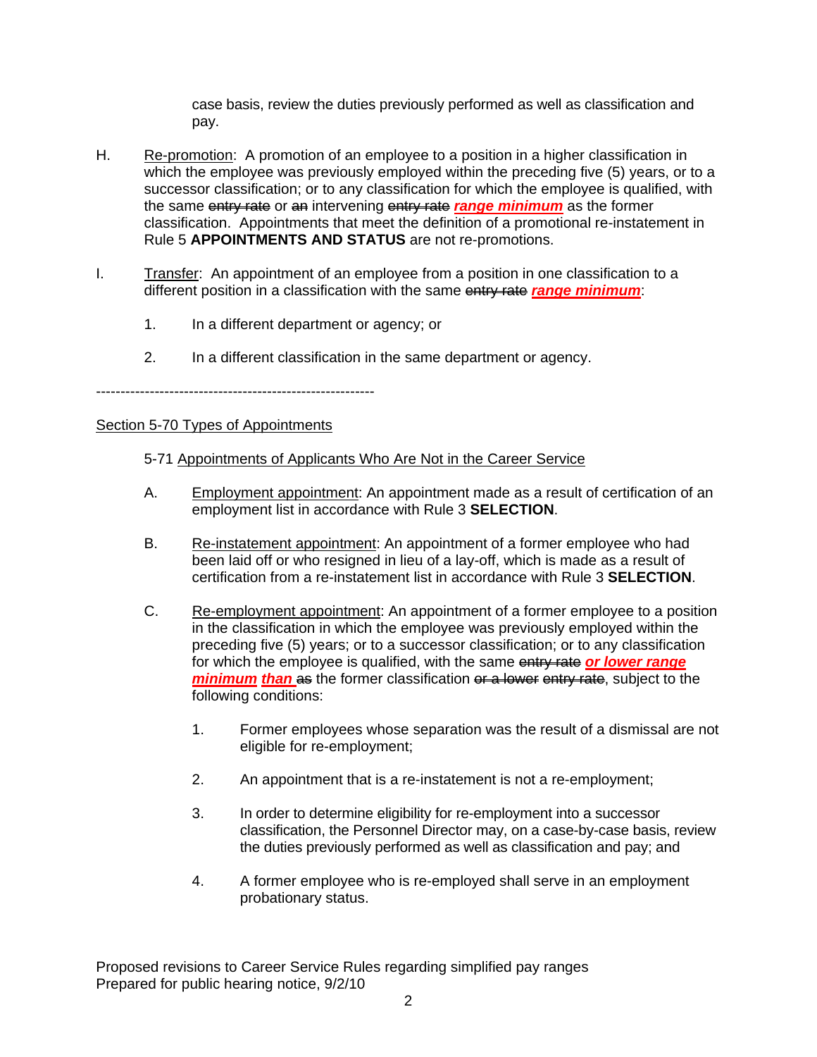case basis, review the duties previously performed as well as classification and pay.

H. Re-promotion: A promotion of an employee to a position in a higher classification in which the employee was previously employed within the preceding five (5) years, or to a successor classification; or to any classification for which the employee is qualified, with the same ~~entry rate~~ or ~~an~~ intervening ~~entry rate~~ ***range minimum*** as the former classification. Appointments that meet the definition of a promotional re-instatement in Rule 5 **APPOINTMENTS AND STATUS** are not re-promotions.

I. Transfer: An appointment of an employee from a position in one classification to a different position in a classification with the same ~~entry rate~~ ***range minimum***:

1. In a different department or agency; or

2. In a different classification in the same department or agency.

---------------------------------------------------------

Section 5-70 Types of Appointments

5-71 Appointments of Applicants Who Are Not in the Career Service

A. Employment appointment: An appointment made as a result of certification of an employment list in accordance with Rule 3 **SELECTION**.

B. Re-instatement appointment: An appointment of a former employee who had been laid off or who resigned in lieu of a lay-off, which is made as a result of certification from a re-instatement list in accordance with Rule 3 **SELECTION**.

C. Re-employment appointment: An appointment of a former employee to a position in the classification in which the employee was previously employed within the preceding five (5) years; or to a successor classification; or to any classification for which the employee is qualified, with the same ~~entry rate~~ ***or lower range minimum*** ***than*** ~~as~~ the former classification ~~or a lower~~ ~~entry rate~~, subject to the following conditions:

1. Former employees whose separation was the result of a dismissal are not eligible for re-employment;

2. An appointment that is a re-instatement is not a re-employment;

3. In order to determine eligibility for re-employment into a successor classification, the Personnel Director may, on a case-by-case basis, review the duties previously performed as well as classification and pay; and

4. A former employee who is re-employed shall serve in an employment probationary status.

Proposed revisions to Career Service Rules regarding simplified pay ranges
Prepared for public hearing notice, 9/2/10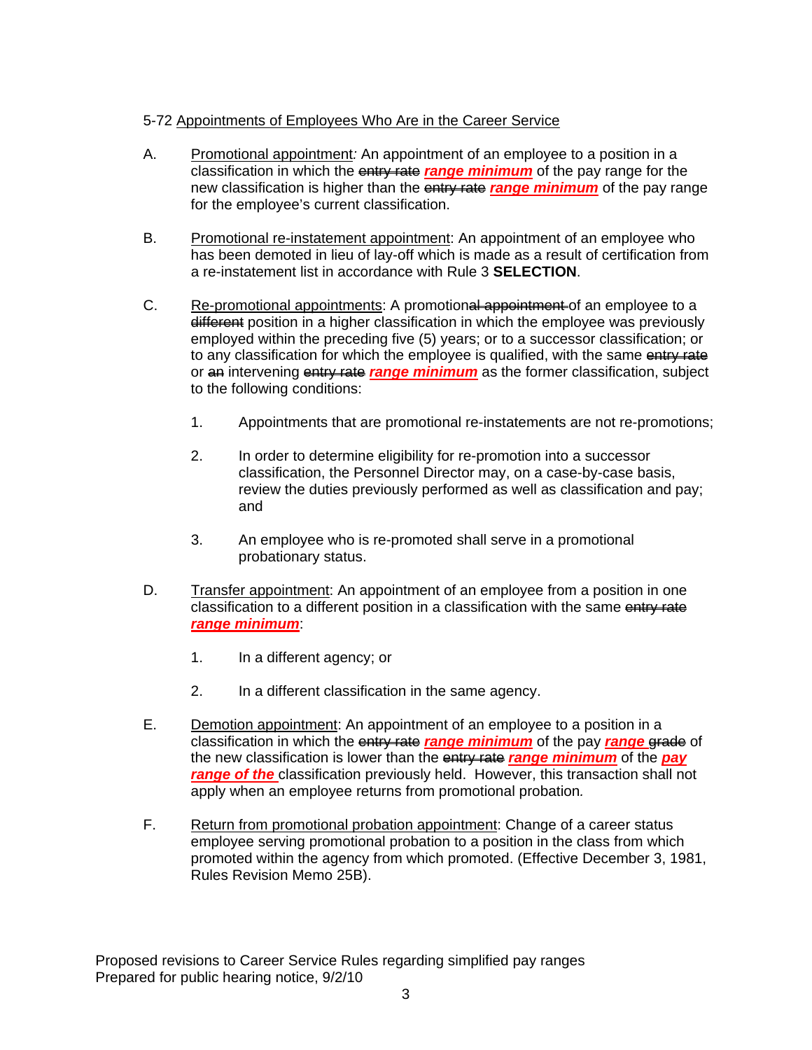5-72 Appointments of Employees Who Are in the Career Service

A. Promotional appointment*:* An appointment of an employee to a position in a classification in which the ~~entry rate~~ ***range minimum*** of the pay range for the new classification is higher than the ~~entry rate~~ ***range minimum*** of the pay range for the employee's current classification.

B. Promotional re-instatement appointment: An appointment of an employee who has been demoted in lieu of lay-off which is made as a result of certification from a re-instatement list in accordance with Rule 3 **SELECTION**.

C. Re-promotional appointments: A promotion~~al appointment~~ of an employee to a ~~different~~ position in a higher classification in which the employee was previously employed within the preceding five (5) years; or to a successor classification; or to any classification for which the employee is qualified, with the same ~~entry rate~~ or ~~an~~ intervening ~~entry rate~~ ***range minimum*** as the former classification, subject to the following conditions:

   1. Appointments that are promotional re-instatements are not re-promotions;

   2. In order to determine eligibility for re-promotion into a successor classification, the Personnel Director may, on a case-by-case basis, review the duties previously performed as well as classification and pay; and

   3. An employee who is re-promoted shall serve in a promotional probationary status.

D. Transfer appointment: An appointment of an employee from a position in one classification to a different position in a classification with the same ~~entry rate~~ ***range minimum***:

   1. In a different agency; or

   2. In a different classification in the same agency.

E. Demotion appointment: An appointment of an employee to a position in a classification in which the ~~entry rate~~ ***range minimum*** of the pay ***range*** ~~grade~~ of the new classification is lower than the ~~entry rate~~ ***range minimum*** of the ***pay range of the*** classification previously held. However, this transaction shall not apply when an employee returns from promotional probation*.*

F. Return from promotional probation appointment: Change of a career status employee serving promotional probation to a position in the class from which promoted within the agency from which promoted. (Effective December 3, 1981, Rules Revision Memo 25B).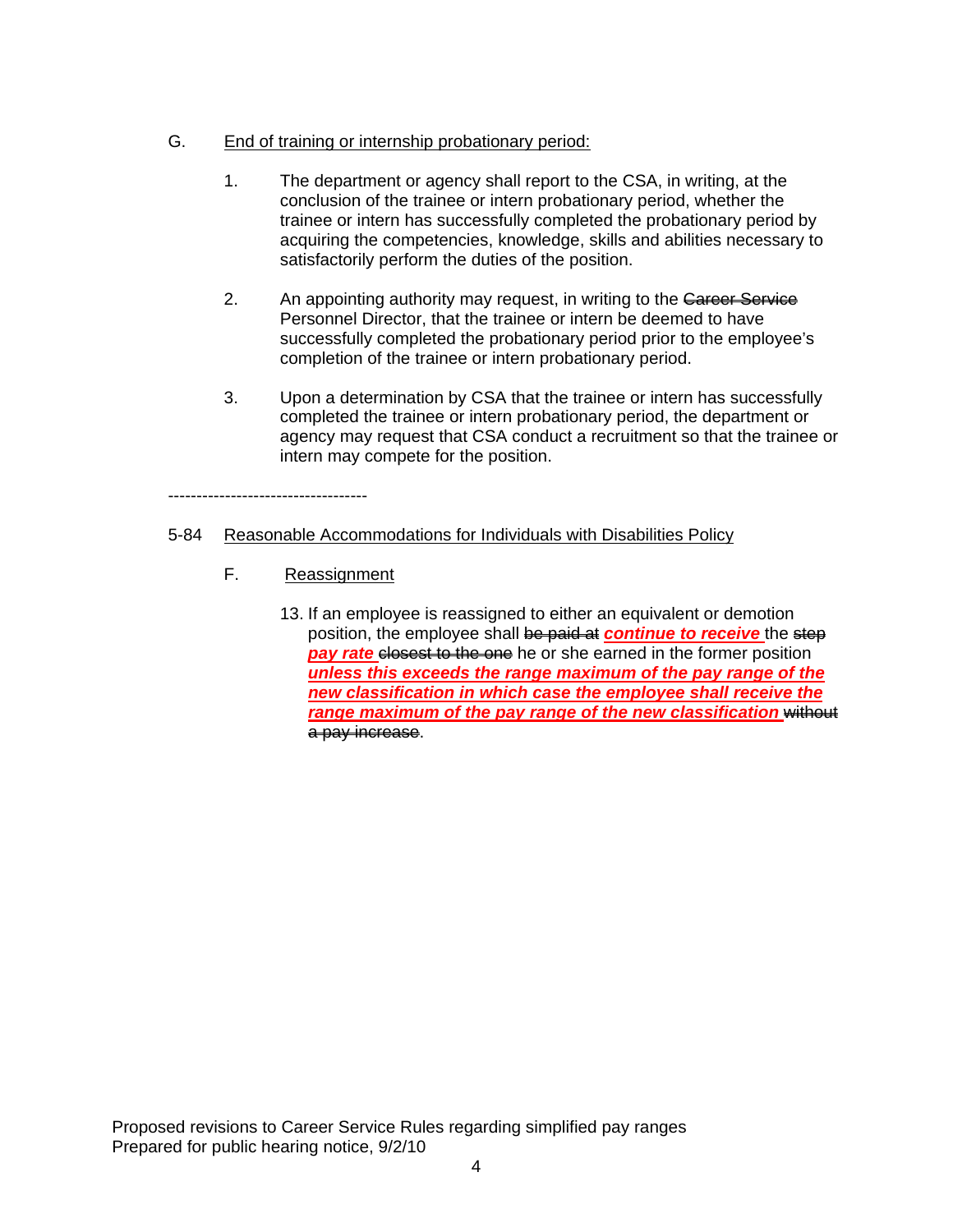G. End of training or internship probationary period:

1. The department or agency shall report to the CSA, in writing, at the conclusion of the trainee or intern probationary period, whether the trainee or intern has successfully completed the probationary period by acquiring the competencies, knowledge, skills and abilities necessary to satisfactorily perform the duties of the position.

2. An appointing authority may request, in writing to the ~~Career Service~~ Personnel Director, that the trainee or intern be deemed to have successfully completed the probationary period prior to the employee's completion of the trainee or intern probationary period.

3. Upon a determination by CSA that the trainee or intern has successfully completed the trainee or intern probationary period, the department or agency may request that CSA conduct a recruitment so that the trainee or intern may compete for the position.

-----------------------------------

5-84 Reasonable Accommodations for Individuals with Disabilities Policy

F. Reassignment

13. If an employee is reassigned to either an equivalent or demotion position, the employee shall ~~be paid at~~ ***continue to receive*** the ~~step~~ ***pay rate*** ~~closest to the one~~ he or she earned in the former position ***unless this exceeds the range maximum of the pay range of the new classification in which case the employee shall receive the range maximum of the pay range of the new classification*** ~~without a pay increase~~.

Proposed revisions to Career Service Rules regarding simplified pay ranges
Prepared for public hearing notice, 9/2/10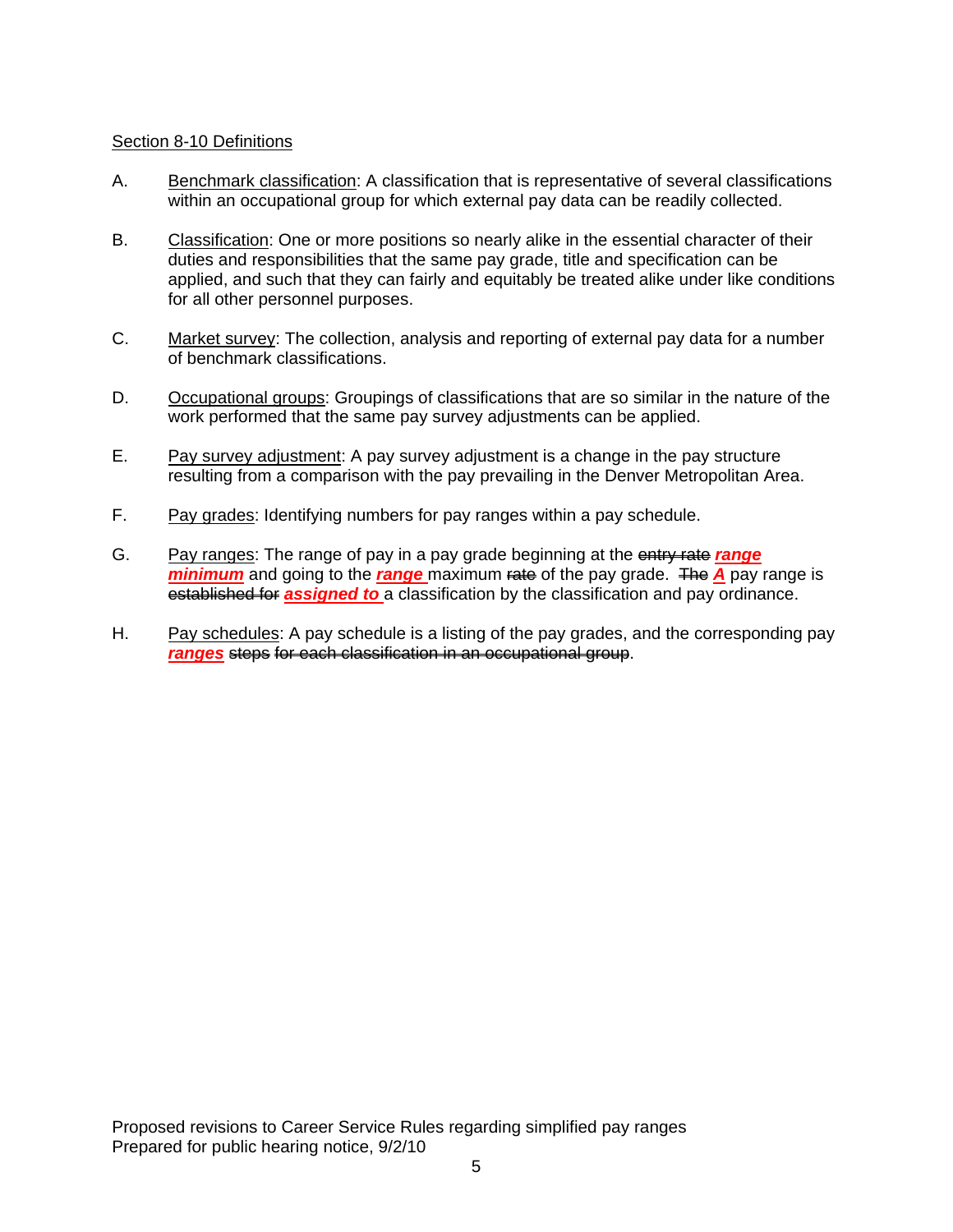Section 8-10 Definitions

A. Benchmark classification: A classification that is representative of several classifications within an occupational group for which external pay data can be readily collected.

B. Classification: One or more positions so nearly alike in the essential character of their duties and responsibilities that the same pay grade, title and specification can be applied, and such that they can fairly and equitably be treated alike under like conditions for all other personnel purposes.

C. Market survey: The collection, analysis and reporting of external pay data for a number of benchmark classifications.

D. Occupational groups: Groupings of classifications that are so similar in the nature of the work performed that the same pay survey adjustments can be applied.

E. Pay survey adjustment: A pay survey adjustment is a change in the pay structure resulting from a comparison with the pay prevailing in the Denver Metropolitan Area.

F. Pay grades: Identifying numbers for pay ranges within a pay schedule.

G. Pay ranges: The range of pay in a pay grade beginning at the ~~entry rate~~ ***range minimum*** and going to the ***range*** maximum ~~rate~~ of the pay grade. ~~The~~ ***A*** pay range is ~~established for~~ ***assigned to*** a classification by the classification and pay ordinance.

H. Pay schedules: A pay schedule is a listing of the pay grades, and the corresponding pay ***ranges*** ~~steps~~ ~~for each classification in an occupational group~~.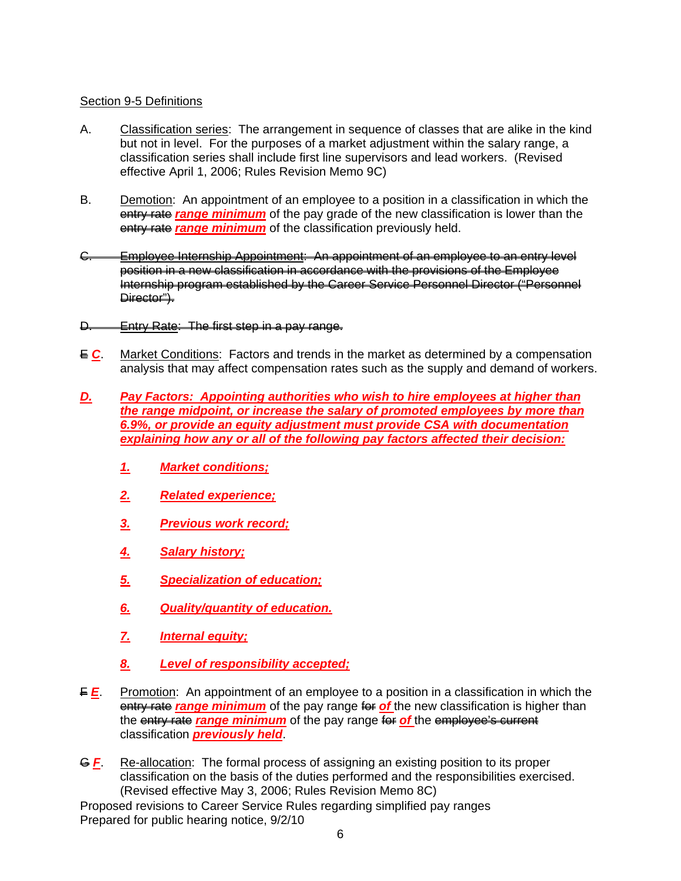Section 9-5 Definitions

A. Classification series: The arrangement in sequence of classes that are alike in the kind but not in level. For the purposes of a market adjustment within the salary range, a classification series shall include first line supervisors and lead workers. (Revised effective April 1, 2006; Rules Revision Memo 9C)

B. Demotion: An appointment of an employee to a position in a classification in which the ~~entry rate~~ ***range minimum*** of the pay grade of the new classification is lower than the ~~entry rate~~ ***range minimum*** of the classification previously held.

~~C. Employee Internship Appointment: An appointment of an employee to an entry level position in a new classification in accordance with the provisions of the Employee Internship program established by the Career Service Personnel Director ("Personnel Director").~~

~~D. Entry Rate: The first step in a pay range.~~

~~E~~ ***C***. Market Conditions: Factors and trends in the market as determined by a compensation analysis that may affect compensation rates such as the supply and demand of workers.

***D. Pay Factors: Appointing authorities who wish to hire employees at higher than the range midpoint, or increase the salary of promoted employees by more than 6.9%, or provide an equity adjustment must provide CSA with documentation explaining how any or all of the following pay factors affected their decision:***

1. ***Market conditions;***
2. ***Related experience;***
3. ***Previous work record;***
4. ***Salary history;***
5. ***Specialization of education;***
6. ***Quality/quantity of education.***
7. ***Internal equity;***
8. ***Level of responsibility accepted;***

~~F~~ ***E***. Promotion: An appointment of an employee to a position in a classification in which the ~~entry rate~~ ***range minimum*** of the pay range ~~for~~ ***of*** the new classification is higher than the ~~entry rate~~ ***range minimum*** of the pay range ~~for~~ ***of*** the ~~employee's current~~ classification ***previously held***.

~~G~~ ***F***. Re-allocation: The formal process of assigning an existing position to its proper classification on the basis of the duties performed and the responsibilities exercised. (Revised effective May 3, 2006; Rules Revision Memo 8C)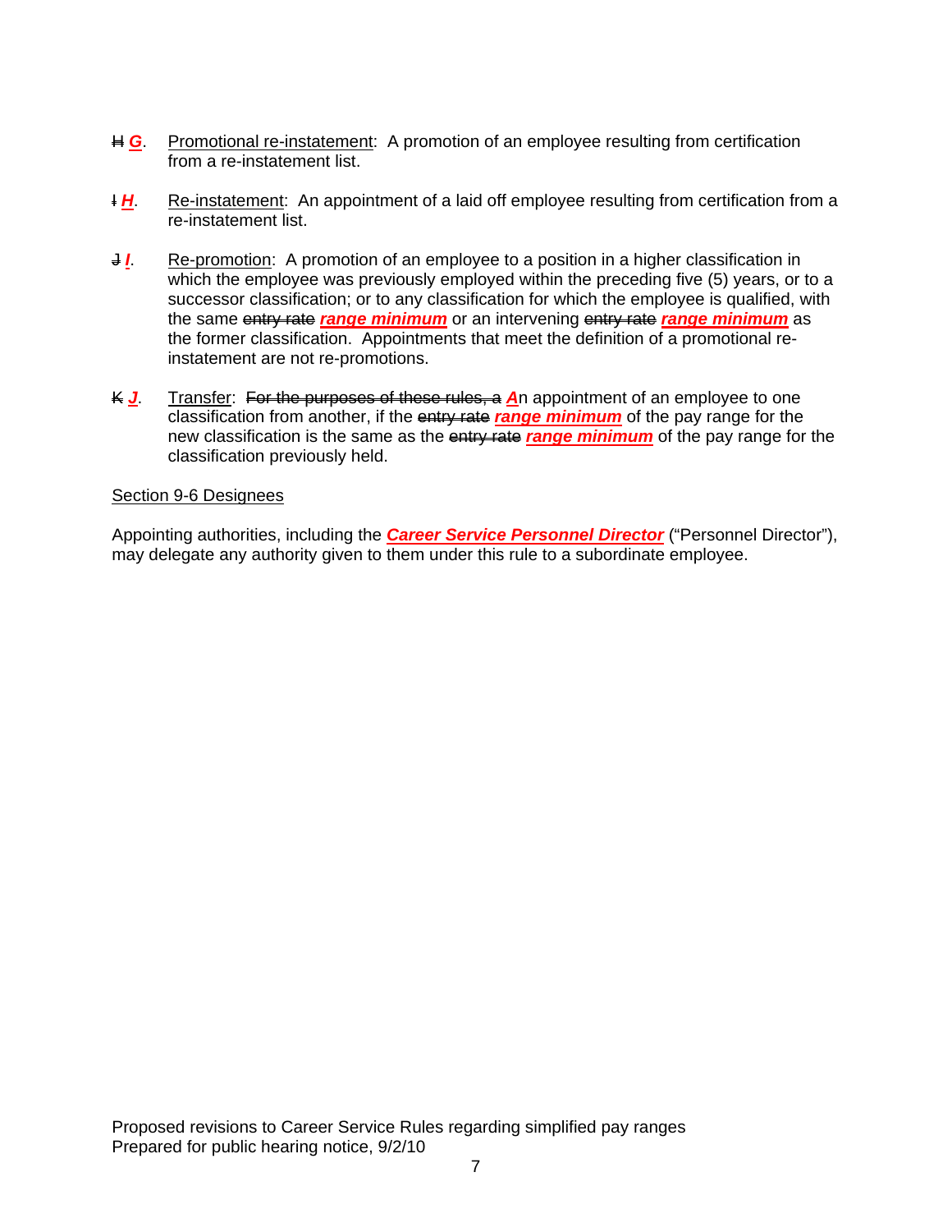~~H~~ ***G***. Promotional re-instatement: A promotion of an employee resulting from certification from a re-instatement list.

~~I~~ ***H***. Re-instatement: An appointment of a laid off employee resulting from certification from a re-instatement list.

~~J~~ ***I***. Re-promotion: A promotion of an employee to a position in a higher classification in which the employee was previously employed within the preceding five (5) years, or to a successor classification; or to any classification for which the employee is qualified, with the same ~~entry rate~~ ***range minimum*** or an intervening ~~entry rate~~ ***range minimum*** as the former classification. Appointments that meet the definition of a promotional re-instatement are not re-promotions.

~~K~~ ***J***. Transfer: ~~For the purposes of these rules, a~~ ***A***n appointment of an employee to one classification from another, if the ~~entry rate~~ ***range minimum*** of the pay range for the new classification is the same as the ~~entry rate~~ ***range minimum*** of the pay range for the classification previously held.

Section 9-6 Designees

Appointing authorities, including the ***Career Service Personnel Director*** ("Personnel Director"), may delegate any authority given to them under this rule to a subordinate employee.

Proposed revisions to Career Service Rules regarding simplified pay ranges
Prepared for public hearing notice, 9/2/10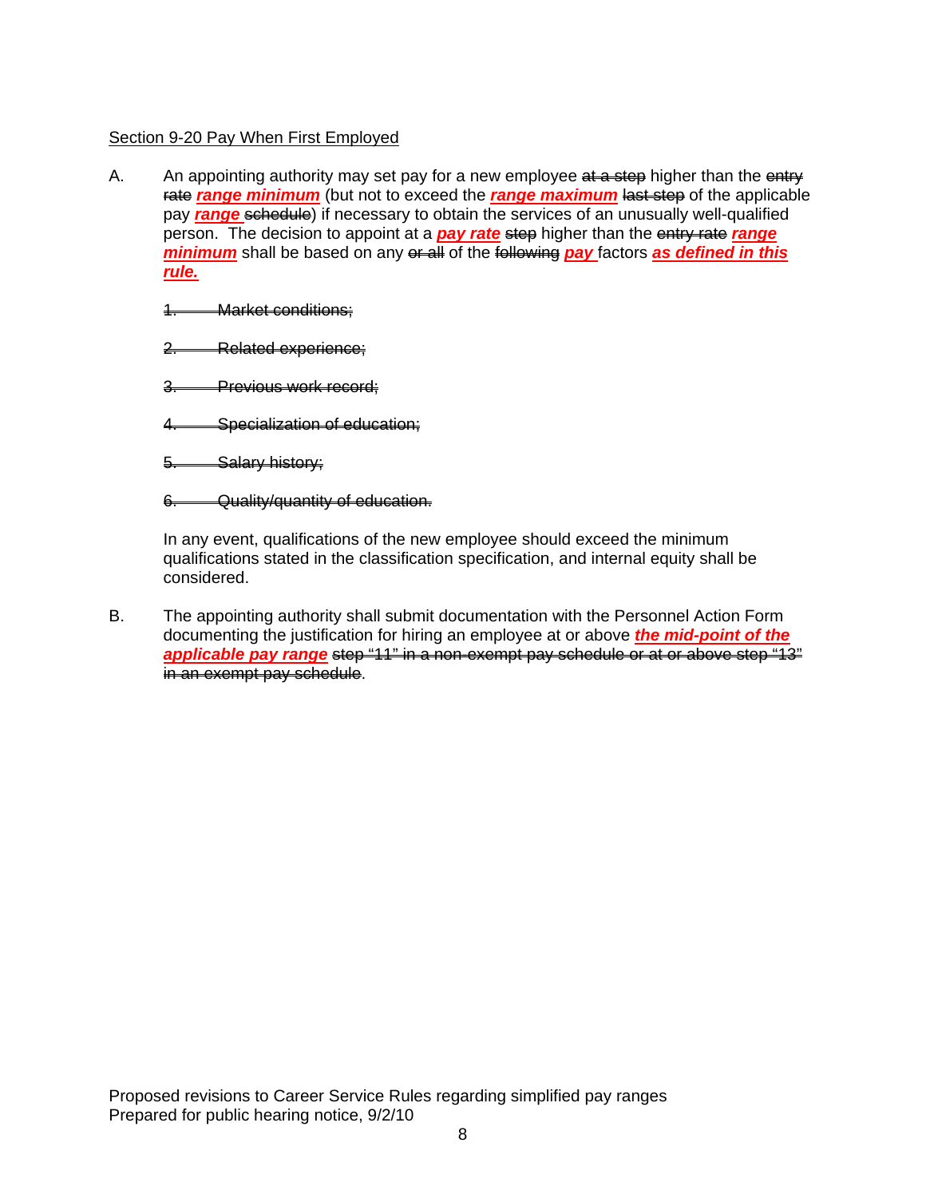Section 9-20 Pay When First Employed

A. An appointing authority may set pay for a new employee ~~at a step~~ higher than the ~~entry rate~~ ***range minimum*** (but not to exceed the ***range maximum*** ~~last step~~ of the applicable pay ***range*** ~~schedule~~) if necessary to obtain the services of an unusually well-qualified person. The decision to appoint at a ***pay rate*** ~~step~~ higher than the ~~entry rate~~ ***range minimum*** shall be based on any ~~or all~~ of the ~~following~~ ***pay*** factors ***as defined in this rule.***

~~1. Market conditions;~~

~~2. Related experience;~~

~~3. Previous work record;~~

~~4. Specialization of education;~~

~~5. Salary history;~~

~~6. Quality/quantity of education.~~

In any event, qualifications of the new employee should exceed the minimum qualifications stated in the classification specification, and internal equity shall be considered.

B. The appointing authority shall submit documentation with the Personnel Action Form documenting the justification for hiring an employee at or above ***the mid-point of the applicable pay range*** ~~step "11" in a non-exempt pay schedule or at or above step "13" in an exempt pay schedule~~.

Proposed revisions to Career Service Rules regarding simplified pay ranges
Prepared for public hearing notice, 9/2/10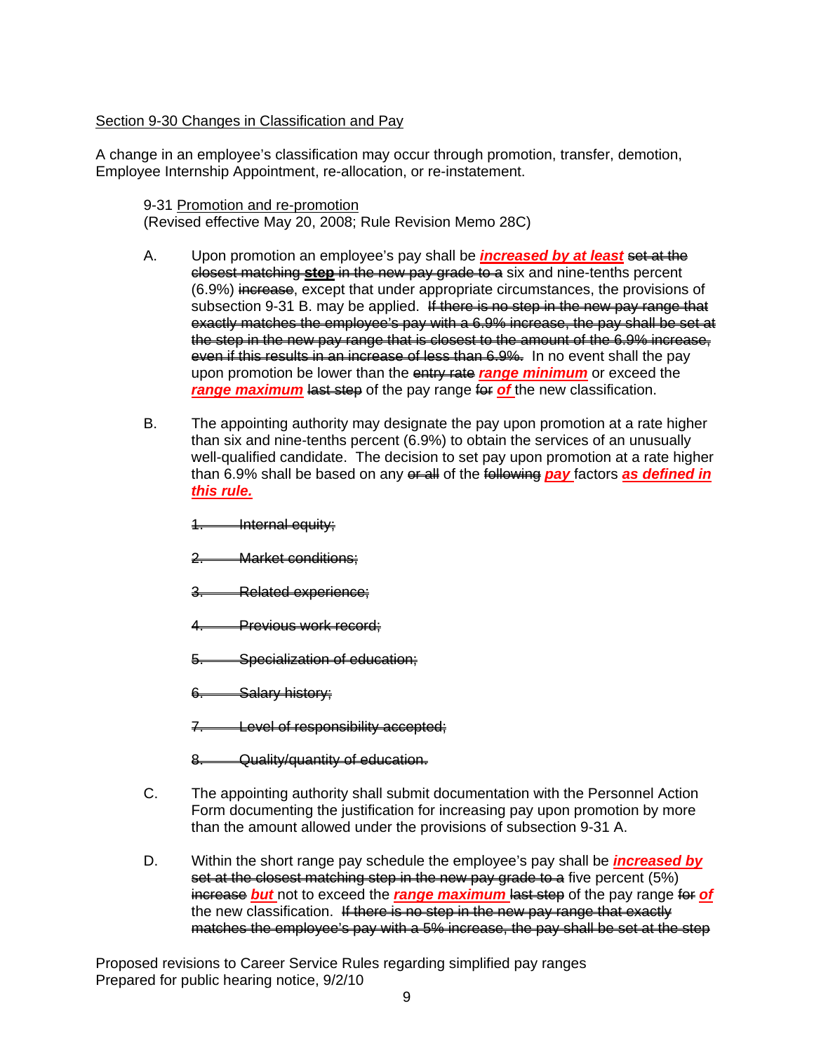Section 9-30 Changes in Classification and Pay

A change in an employee's classification may occur through promotion, transfer, demotion, Employee Internship Appointment, re-allocation, or re-instatement.

9-31 Promotion and re-promotion
(Revised effective May 20, 2008; Rule Revision Memo 28C)

A. Upon promotion an employee's pay shall be ***increased by at least*** ~~set at the closest matching **step** in the new pay grade to a~~ six and nine-tenths percent (6.9%) ~~increase~~, except that under appropriate circumstances, the provisions of subsection 9-31 B. may be applied. ~~If there is no step in the new pay range that exactly matches the employee's pay with a 6.9% increase, the pay shall be set at the step in the new pay range that is closest to the amount of the 6.9% increase, even if this results in an increase of less than 6.9%.~~ In no event shall the pay upon promotion be lower than the ~~entry rate~~ ***range minimum*** or exceed the ***range maximum*** ~~last step~~ of the pay range ~~for~~ ***of*** the new classification.

B. The appointing authority may designate the pay upon promotion at a rate higher than six and nine-tenths percent (6.9%) to obtain the services of an unusually well-qualified candidate. The decision to set pay upon promotion at a rate higher than 6.9% shall be based on any ~~or all~~ of the ~~following~~ ***pay*** factors ***as defined in this rule.***

~~1. Internal equity;~~

~~2. Market conditions;~~

~~3. Related experience;~~

~~4. Previous work record;~~

~~5. Specialization of education;~~

~~6. Salary history;~~

~~7. Level of responsibility accepted;~~

~~8. Quality/quantity of education.~~

C. The appointing authority shall submit documentation with the Personnel Action Form documenting the justification for increasing pay upon promotion by more than the amount allowed under the provisions of subsection 9-31 A.

D. Within the short range pay schedule the employee's pay shall be ***increased by*** ~~set at the closest matching step in the new pay grade to a~~ five percent (5%) ~~increase~~ ***but*** not to exceed the ***range maximum*** ~~last step~~ of the pay range ~~for~~ ***of*** the new classification. ~~If there is no step in the new pay range that exactly matches the employee's pay with a 5% increase, the pay shall be set at the step~~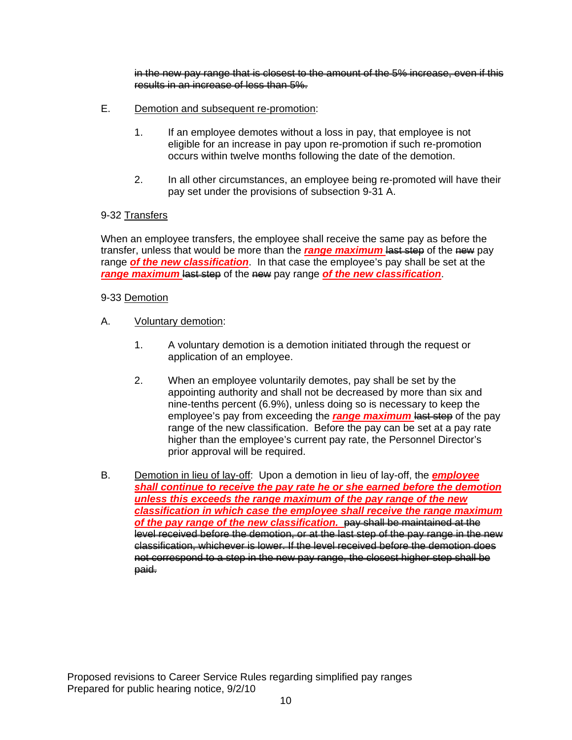~~in the new pay range that is closest to the amount of the 5% increase, even if this results in an increase of less than 5%.~~

E. Demotion and subsequent re-promotion:

1. If an employee demotes without a loss in pay, that employee is not eligible for an increase in pay upon re-promotion if such re-promotion occurs within twelve months following the date of the demotion.

2. In all other circumstances, an employee being re-promoted will have their pay set under the provisions of subsection 9-31 A.

9-32 Transfers

When an employee transfers, the employee shall receive the same pay as before the transfer, unless that would be more than the ***range maximum*** ~~last step~~ of the ~~new~~ pay range ***of the new classification***. In that case the employee's pay shall be set at the ***range maximum*** ~~last step~~ of the ~~new~~ pay range ***of the new classification***.

9-33 Demotion

A. Voluntary demotion:

1. A voluntary demotion is a demotion initiated through the request or application of an employee.

2. When an employee voluntarily demotes, pay shall be set by the appointing authority and shall not be decreased by more than six and nine-tenths percent (6.9%), unless doing so is necessary to keep the employee's pay from exceeding the ***range maximum*** ~~last step~~ of the pay range of the new classification. Before the pay can be set at a pay rate higher than the employee's current pay rate, the Personnel Director's prior approval will be required.

B. Demotion in lieu of lay-off: Upon a demotion in lieu of lay-off, the ***employee shall continue to receive the pay rate he or she earned before the demotion unless this exceeds the range maximum of the pay range of the new classification in which case the employee shall receive the range maximum of the pay range of the new classification.*** ~~pay shall be maintained at the level received before the demotion, or at the last step of the pay range in the new classification, whichever is lower. If the level received before the demotion does not correspond to a step in the new pay range, the closest higher step shall be paid.~~

Proposed revisions to Career Service Rules regarding simplified pay ranges
Prepared for public hearing notice, 9/2/10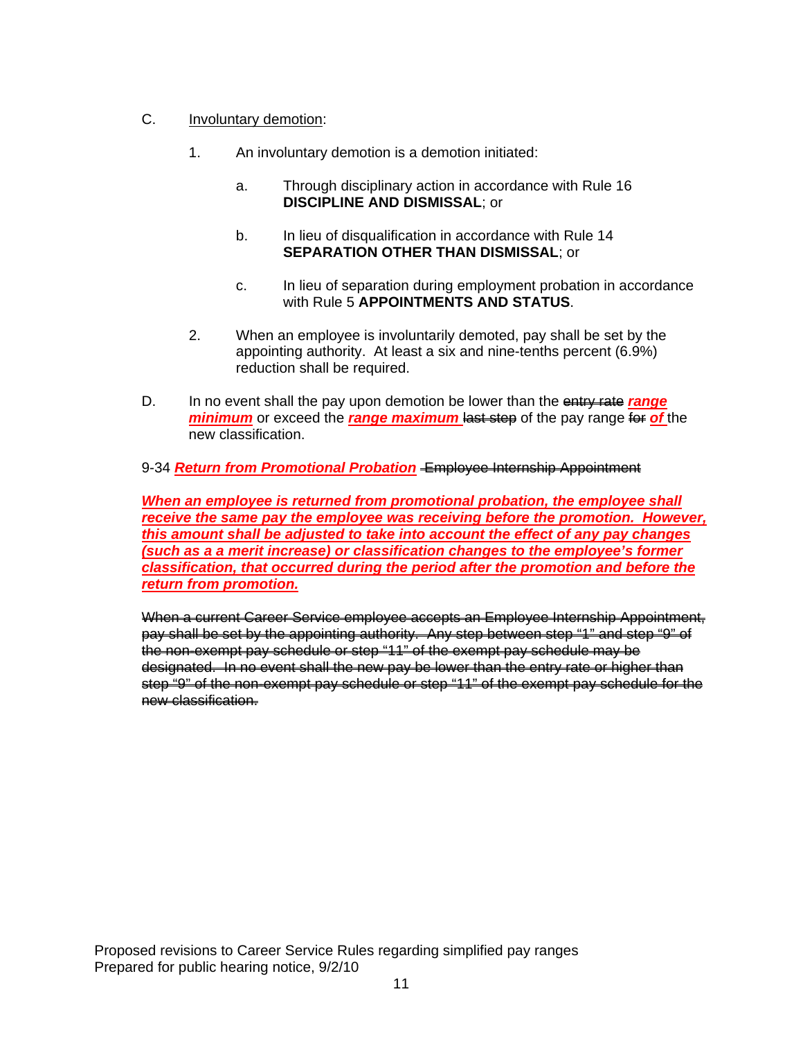C. Involuntary demotion:

1. An involuntary demotion is a demotion initiated:

   a. Through disciplinary action in accordance with Rule 16 **DISCIPLINE AND DISMISSAL**; or

   b. In lieu of disqualification in accordance with Rule 14 **SEPARATION OTHER THAN DISMISSAL**; or

   c. In lieu of separation during employment probation in accordance with Rule 5 **APPOINTMENTS AND STATUS**.

2. When an employee is involuntarily demoted, pay shall be set by the appointing authority. At least a six and nine-tenths percent (6.9%) reduction shall be required.

D. In no event shall the pay upon demotion be lower than the ~~entry rate~~ ***range minimum*** or exceed the ***range maximum*** ~~last step~~ of the pay range ~~for~~ ***of*** the new classification.

9-34 ***Return from Promotional Probation*** ~~Employee Internship Appointment~~

***When an employee is returned from promotional probation, the employee shall receive the same pay the employee was receiving before the promotion. However, this amount shall be adjusted to take into account the effect of any pay changes (such as a a merit increase) or classification changes to the employee's former classification, that occurred during the period after the promotion and before the return from promotion.***

~~When a current Career Service employee accepts an Employee Internship Appointment, pay shall be set by the appointing authority. Any step between step "1" and step "9" of the non-exempt pay schedule or step "11" of the exempt pay schedule may be designated. In no event shall the new pay be lower than the entry rate or higher than step "9" of the non-exempt pay schedule or step "11" of the exempt pay schedule for the new classification.~~

Proposed revisions to Career Service Rules regarding simplified pay ranges
Prepared for public hearing notice, 9/2/10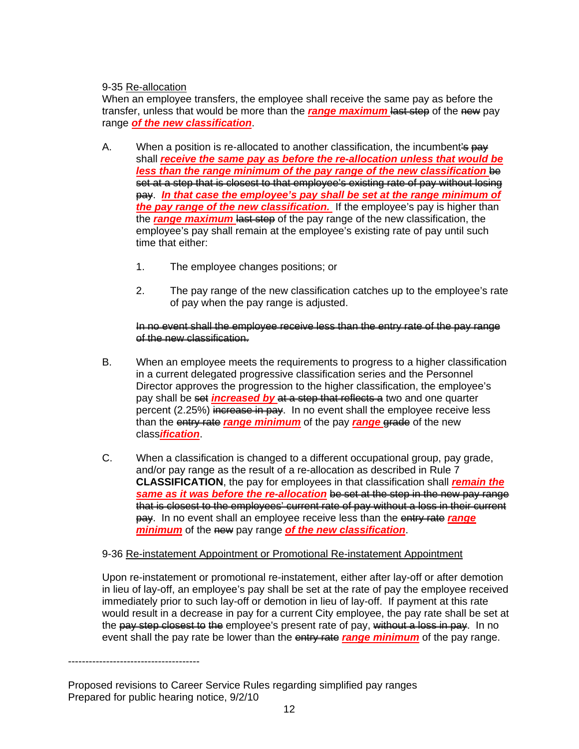9-35 Re-allocation

When an employee transfers, the employee shall receive the same pay as before the transfer, unless that would be more than the ***range maximum*** ~~last step~~ of the ~~new~~ pay range ***of the new classification***.

A. When a position is re-allocated to another classification, the incumbent~~'s pay~~ shall ***receive the same pay as before the re-allocation unless that would be less than the range minimum of the pay range of the new classification*** ~~be set at a step that is closest to that employee's existing rate of pay without losing pay~~. ***In that case the employee's pay shall be set at the range minimum of the pay range of the new classification.*** If the employee's pay is higher than the ***range maximum*** ~~last step~~ of the pay range of the new classification, the employee's pay shall remain at the employee's existing rate of pay until such time that either:

   1. The employee changes positions; or

   2. The pay range of the new classification catches up to the employee's rate of pay when the pay range is adjusted.

   ~~In no event shall the employee receive less than the entry rate of the pay range of the new classification.~~

B. When an employee meets the requirements to progress to a higher classification in a current delegated progressive classification series and the Personnel Director approves the progression to the higher classification, the employee's pay shall be ~~set~~ ***increased by*** ~~at a step that reflects a~~ two and one quarter percent (2.25%) ~~increase in pay~~. In no event shall the employee receive less than the ~~entry rate~~ ***range minimum*** of the pay ***range*** ~~grade~~ of the new class***ification***.

C. When a classification is changed to a different occupational group, pay grade, and/or pay range as the result of a re-allocation as described in Rule 7 **CLASSIFICATION**, the pay for employees in that classification shall ***remain the same as it was before the re-allocation*** ~~be set at the step in the new pay range that is closest to the employees' current rate of pay without a loss in their current pay~~. In no event shall an employee receive less than the ~~entry rate~~ ***range minimum*** of the ~~new~~ pay range ***of the new classification***.

9-36 Re-instatement Appointment or Promotional Re-instatement Appointment

Upon re-instatement or promotional re-instatement, either after lay-off or after demotion in lieu of lay-off, an employee's pay shall be set at the rate of pay the employee received immediately prior to such lay-off or demotion in lieu of lay-off. If payment at this rate would result in a decrease in pay for a current City employee, the pay rate shall be set at the ~~pay step closest to the~~ employee's present rate of pay, ~~without a loss in pay~~. In no event shall the pay rate be lower than the ~~entry rate~~ ***range minimum*** of the pay range.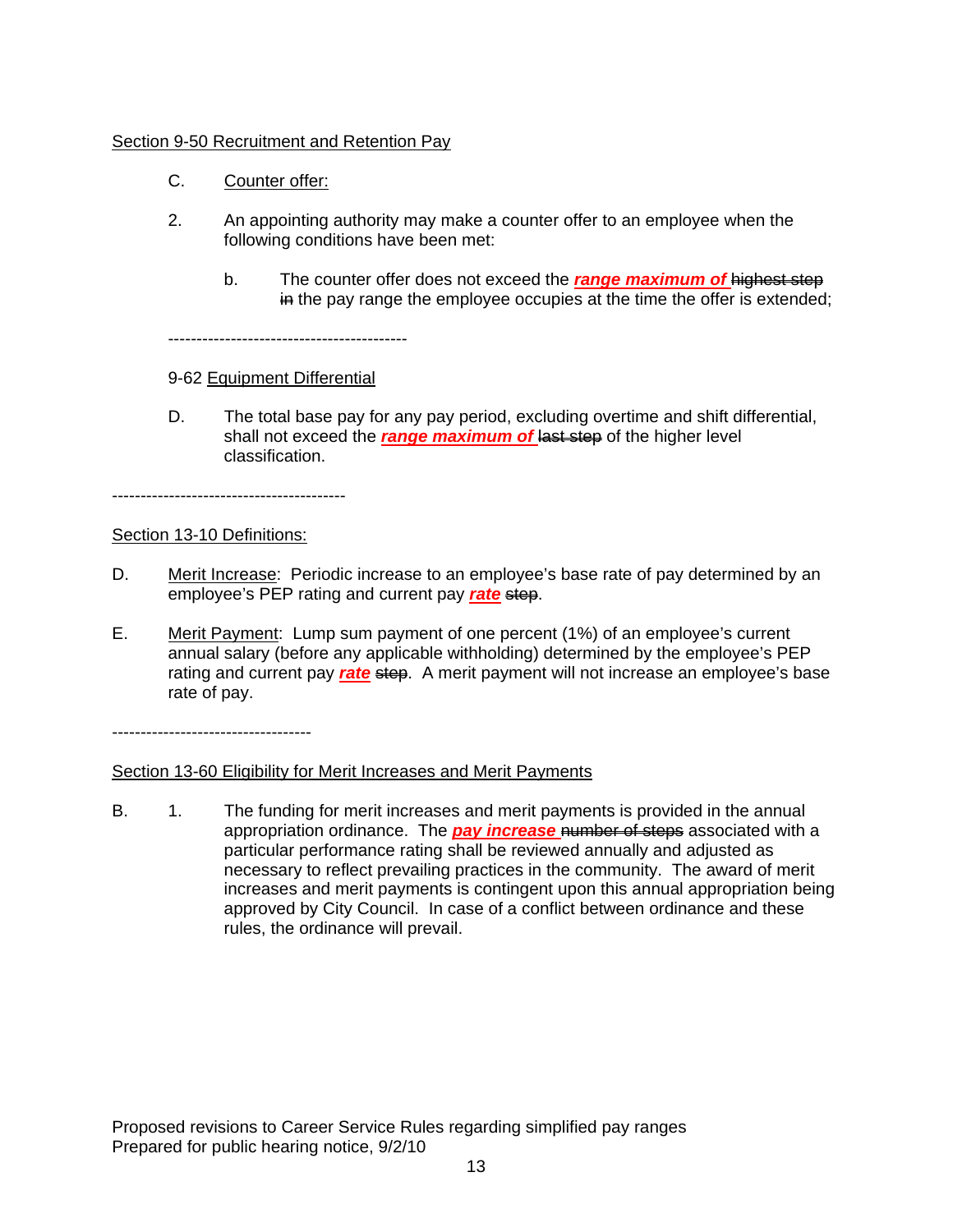Section 9-50 Recruitment and Retention Pay

C. Counter offer:

2. An appointing authority may make a counter offer to an employee when the following conditions have been met:

b. The counter offer does not exceed the ***range maximum of*** ~~highest step in~~ the pay range the employee occupies at the time the offer is extended;

------------------------------------------

9-62 Equipment Differential

D. The total base pay for any pay period, excluding overtime and shift differential, shall not exceed the ***range maximum of*** ~~last step~~ of the higher level classification.

-----------------------------------------

Section 13-10 Definitions:

D. Merit Increase: Periodic increase to an employee's base rate of pay determined by an employee's PEP rating and current pay ***rate*** ~~step~~.

E. Merit Payment: Lump sum payment of one percent (1%) of an employee's current annual salary (before any applicable withholding) determined by the employee's PEP rating and current pay ***rate*** ~~step~~. A merit payment will not increase an employee's base rate of pay.

-----------------------------------

Section 13-60 Eligibility for Merit Increases and Merit Payments

B. 1. The funding for merit increases and merit payments is provided in the annual appropriation ordinance. The ***pay increase*** ~~number of steps~~ associated with a particular performance rating shall be reviewed annually and adjusted as necessary to reflect prevailing practices in the community. The award of merit increases and merit payments is contingent upon this annual appropriation being approved by City Council. In case of a conflict between ordinance and these rules, the ordinance will prevail.

Proposed revisions to Career Service Rules regarding simplified pay ranges
Prepared for public hearing notice, 9/2/10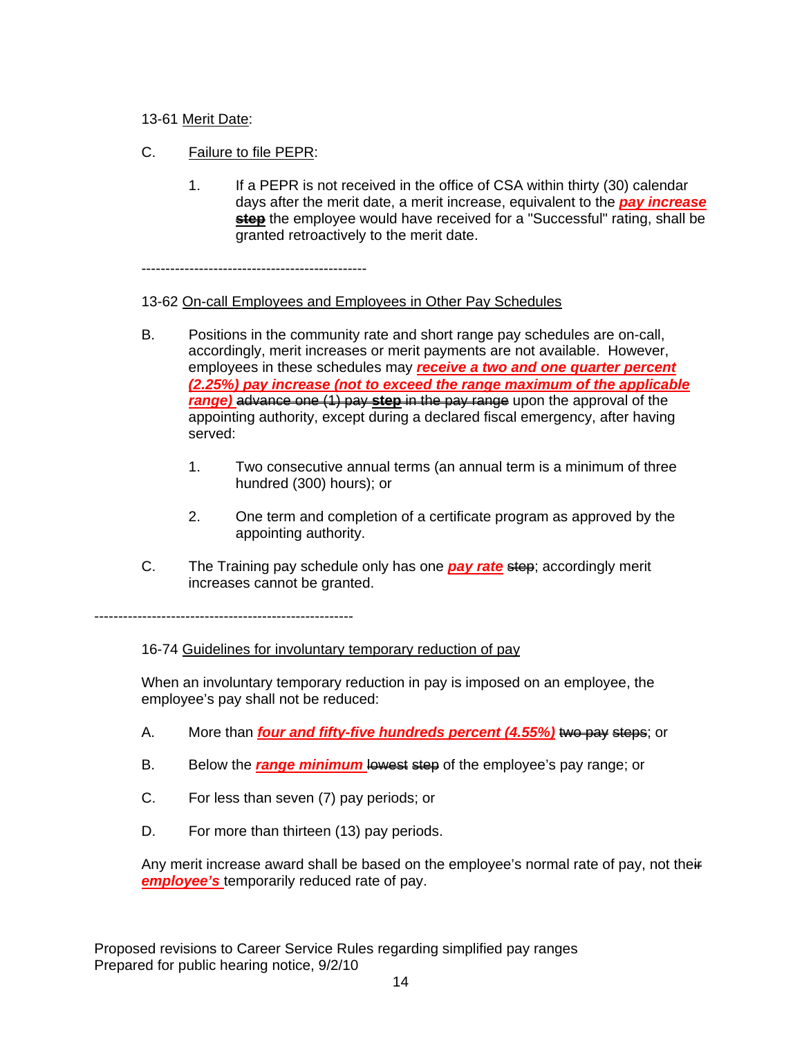13-61 Merit Date:

C. Failure to file PEPR:

1. If a PEPR is not received in the office of CSA within thirty (30) calendar days after the merit date, a merit increase, equivalent to the ***pay increase*** ~~**step**~~ the employee would have received for a "Successful" rating, shall be granted retroactively to the merit date.

-----------------------------------------------

13-62 On-call Employees and Employees in Other Pay Schedules

B. Positions in the community rate and short range pay schedules are on-call, accordingly, merit increases or merit payments are not available. However, employees in these schedules may ***receive a two and one quarter percent (2.25%) pay increase (not to exceed the range maximum of the applicable range)*** ~~advance one (1) pay **step** in the pay range~~ upon the approval of the appointing authority, except during a declared fiscal emergency, after having served:

1. Two consecutive annual terms (an annual term is a minimum of three hundred (300) hours); or

2. One term and completion of a certificate program as approved by the appointing authority.

C. The Training pay schedule only has one ***pay rate*** ~~step~~; accordingly merit increases cannot be granted.

-----------------------------------------------------

16-74 Guidelines for involuntary temporary reduction of pay

When an involuntary temporary reduction in pay is imposed on an employee, the employee's pay shall not be reduced:

A. More than ***four and fifty-five hundreds percent (4.55%)*** ~~two pay steps~~; or

B. Below the ***range minimum*** ~~lowest step~~ of the employee's pay range; or

C. For less than seven (7) pay periods; or

D. For more than thirteen (13) pay periods.

Any merit increase award shall be based on the employee's normal rate of pay, not the~~ir~~ ***employee's*** temporarily reduced rate of pay.

Proposed revisions to Career Service Rules regarding simplified pay ranges
Prepared for public hearing notice, 9/2/10